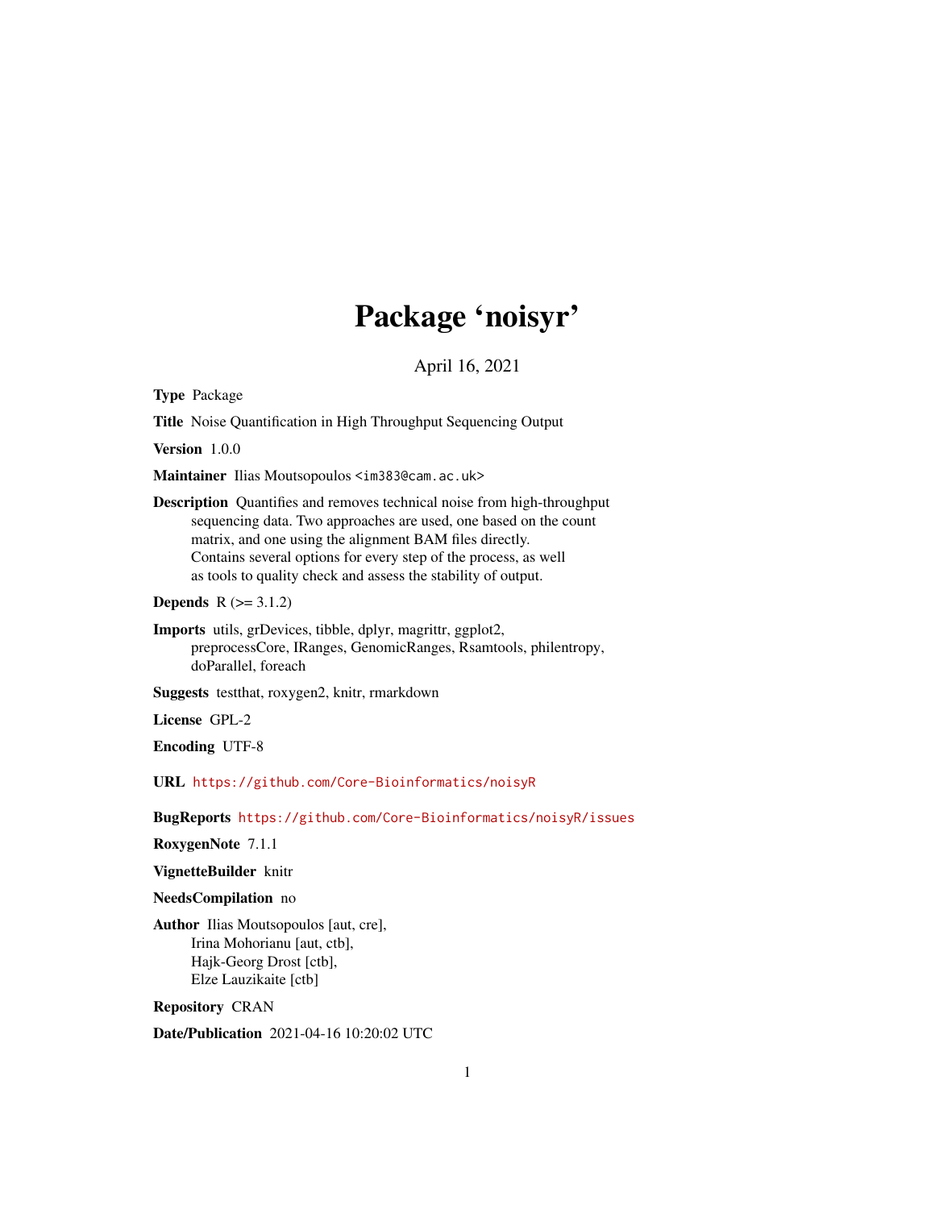# Package 'noisyr'

April 16, 2021

**Type** Package

**Title** Noise Quantification in High Throughput Sequencing Output

**Version** 1.0.0

**Maintainer** Ilias Moutsopoulos <im383@cam.ac.uk>

**Description** Quantifies and removes technical noise from high-throughput sequencing data. Two approaches are used, one based on the count matrix, and one using the alignment BAM files directly. Contains several options for every step of the process, as well as tools to quality check and assess the stability of output.

**Depends** R (>= 3.1.2)

**Imports** utils, grDevices, tibble, dplyr, magrittr, ggplot2, preprocessCore, IRanges, GenomicRanges, Rsamtools, philentropy, doParallel, foreach

**Suggests** testthat, roxygen2, knitr, rmarkdown

**License** GPL-2

**Encoding** UTF-8

**URL** https://github.com/Core-Bioinformatics/noisyR

**BugReports** https://github.com/Core-Bioinformatics/noisyR/issues

**RoxygenNote** 7.1.1

**VignetteBuilder** knitr

**NeedsCompilation** no

**Author** Ilias Moutsopoulos [aut, cre],
Irina Mohorianu [aut, ctb],
Hajk-Georg Drost [ctb],
Elze Lauzikaite [ctb]

**Repository** CRAN

**Date/Publication** 2021-04-16 10:20:02 UTC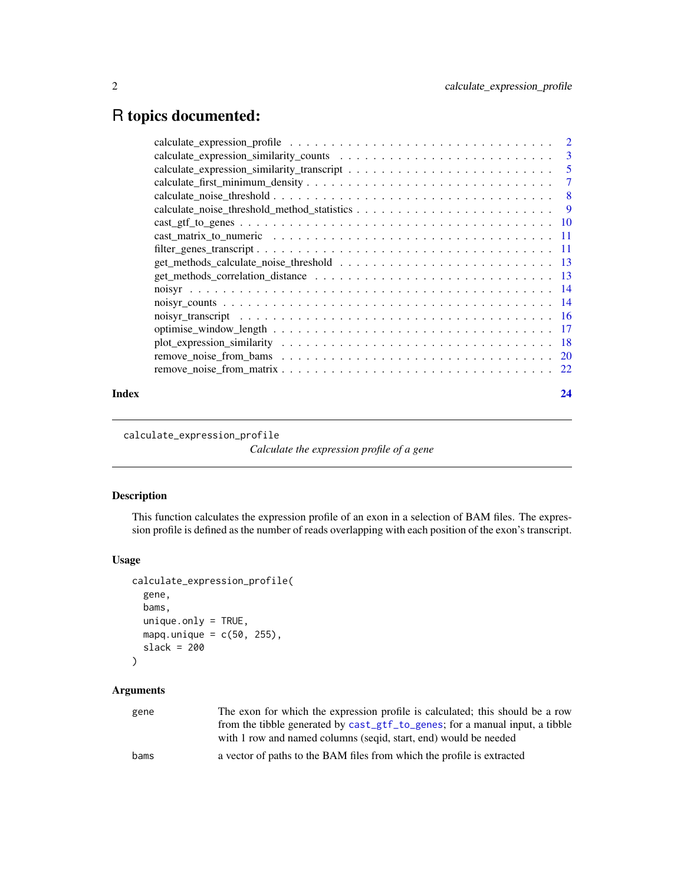# R topics documented:

- calculate_expression_profile . . . . . . . . . . . . . . . . . . . . . . . . . . . . . . 2
- calculate_expression_similarity_counts . . . . . . . . . . . . . . . . . . . . . . . . 3
- calculate_expression_similarity_transcript . . . . . . . . . . . . . . . . . . . . . . 5
- calculate_first_minimum_density . . . . . . . . . . . . . . . . . . . . . . . . . . . 7
- calculate_noise_threshold . . . . . . . . . . . . . . . . . . . . . . . . . . . . . . . 8
- calculate_noise_threshold_method_statistics . . . . . . . . . . . . . . . . . . . . . 9
- cast_gtf_to_genes . . . . . . . . . . . . . . . . . . . . . . . . . . . . . . . . . . 10
- cast_matrix_to_numeric . . . . . . . . . . . . . . . . . . . . . . . . . . . . . . . 11
- filter_genes_transcript . . . . . . . . . . . . . . . . . . . . . . . . . . . . . . . 11
- get_methods_calculate_noise_threshold . . . . . . . . . . . . . . . . . . . . . . . 13
- get_methods_correlation_distance . . . . . . . . . . . . . . . . . . . . . . . . . . 13
- noisyr . . . . . . . . . . . . . . . . . . . . . . . . . . . . . . . . . . . . . . . . 14
- noisyr_counts . . . . . . . . . . . . . . . . . . . . . . . . . . . . . . . . . . . . 14
- noisyr_transcript . . . . . . . . . . . . . . . . . . . . . . . . . . . . . . . . . . 16
- optimise_window_length . . . . . . . . . . . . . . . . . . . . . . . . . . . . . . . 17
- plot_expression_similarity . . . . . . . . . . . . . . . . . . . . . . . . . . . . . . 18
- remove_noise_from_bams . . . . . . . . . . . . . . . . . . . . . . . . . . . . . . . 20
- remove_noise_from_matrix . . . . . . . . . . . . . . . . . . . . . . . . . . . . . . 22

**Index** 24

---

`calculate_expression_profile` *Calculate the expression profile of a gene*

---

### Description

This function calculates the expression profile of an exon in a selection of BAM files. The expression profile is defined as the number of reads overlapping with each position of the exon's transcript.

### Usage

```
calculate_expression_profile(
  gene,
  bams,
  unique.only = TRUE,
  mapq.unique = c(50, 255),
  slack = 200
)
```

### Arguments

| | |
|---|---|
| `gene` | The exon for which the expression profile is calculated; this should be a row from the tibble generated by `cast_gtf_to_genes`; for a manual input, a tibble with 1 row and named columns (seqid, start, end) would be needed |
| `bams` | a vector of paths to the BAM files from which the profile is extracted |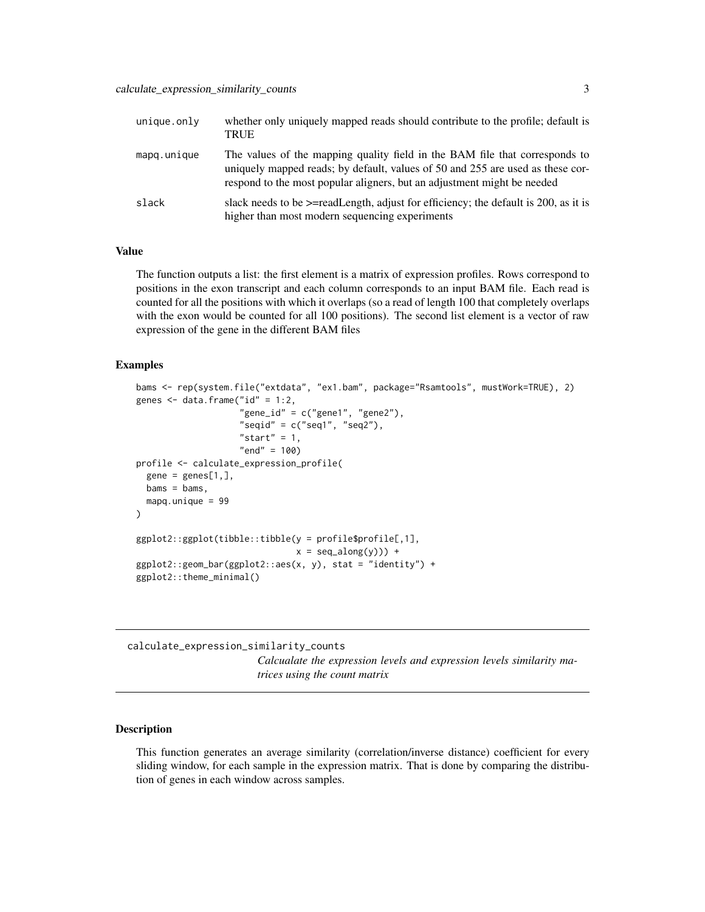| | |
|---|---|
| unique.only | whether only uniquely mapped reads should contribute to the profile; default is TRUE |
| mapq.unique | The values of the mapping quality field in the BAM file that corresponds to uniquely mapped reads; by default, values of 50 and 255 are used as these correspond to the most popular aligners, but an adjustment might be needed |
| slack | slack needs to be >=readLength, adjust for efficiency; the default is 200, as it is higher than most modern sequencing experiments |

### Value

The function outputs a list: the first element is a matrix of expression profiles. Rows correspond to positions in the exon transcript and each column corresponds to an input BAM file. Each read is counted for all the positions with which it overlaps (so a read of length 100 that completely overlaps with the exon would be counted for all 100 positions). The second list element is a vector of raw expression of the gene in the different BAM files

### Examples

```
bams <- rep(system.file("extdata", "ex1.bam", package="Rsamtools", mustWork=TRUE), 2)
genes <- data.frame("id" = 1:2,
                    "gene_id" = c("gene1", "gene2"),
                    "seqid" = c("seq1", "seq2"),
                    "start" = 1,
                    "end" = 100)
profile <- calculate_expression_profile(
  gene = genes[1,],
  bams = bams,
  mapq.unique = 99
)

ggplot2::ggplot(tibble::tibble(y = profile$profile[,1],
                               x = seq_along(y))) +
ggplot2::geom_bar(ggplot2::aes(x, y), stat = "identity") +
ggplot2::theme_minimal()
```

---

## calculate_expression_similarity_counts

*Calcualate the expression levels and expression levels similarity matrices using the count matrix*

---

### Description

This function generates an average similarity (correlation/inverse distance) coefficient for every sliding window, for each sample in the expression matrix. That is done by comparing the distribution of genes in each window across samples.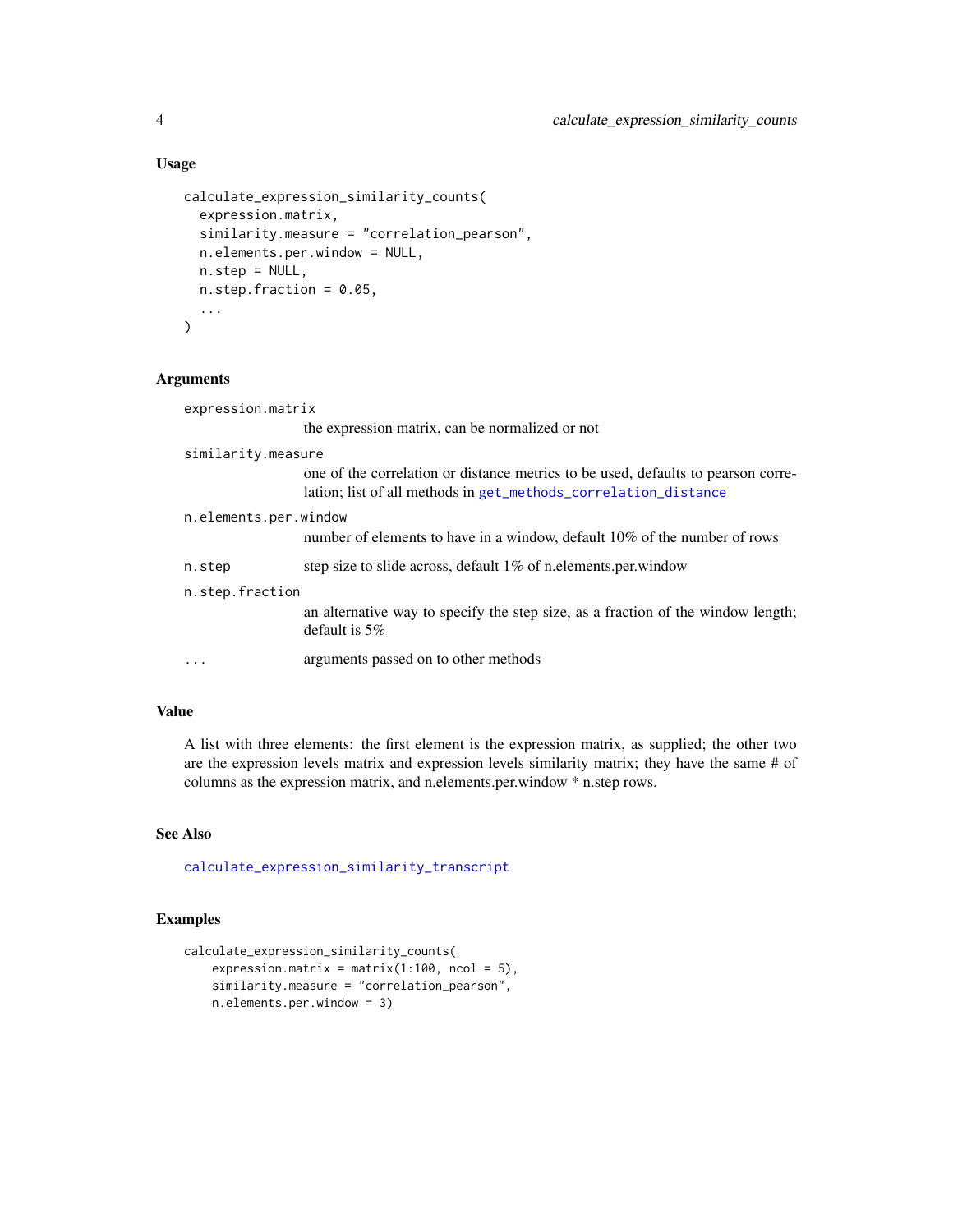### Usage

```
calculate_expression_similarity_counts(
  expression.matrix,
  similarity.measure = "correlation_pearson",
  n.elements.per.window = NULL,
  n.step = NULL,
  n.step.fraction = 0.05,
  ...
)
```

### Arguments

| | |
|---|---|
| `expression.matrix` | the expression matrix, can be normalized or not |
| `similarity.measure` | one of the correlation or distance metrics to be used, defaults to pearson correlation; list of all methods in `get_methods_correlation_distance` |
| `n.elements.per.window` | number of elements to have in a window, default 10% of the number of rows |
| `n.step` | step size to slide across, default 1% of n.elements.per.window |
| `n.step.fraction` | an alternative way to specify the step size, as a fraction of the window length; default is 5% |
| `...` | arguments passed on to other methods |

### Value

A list with three elements: the first element is the expression matrix, as supplied; the other two are the expression levels matrix and expression levels similarity matrix; they have the same # of columns as the expression matrix, and n.elements.per.window * n.step rows.

### See Also

`calculate_expression_similarity_transcript`

### Examples

```
calculate_expression_similarity_counts(
    expression.matrix = matrix(1:100, ncol = 5),
    similarity.measure = "correlation_pearson",
    n.elements.per.window = 3)
```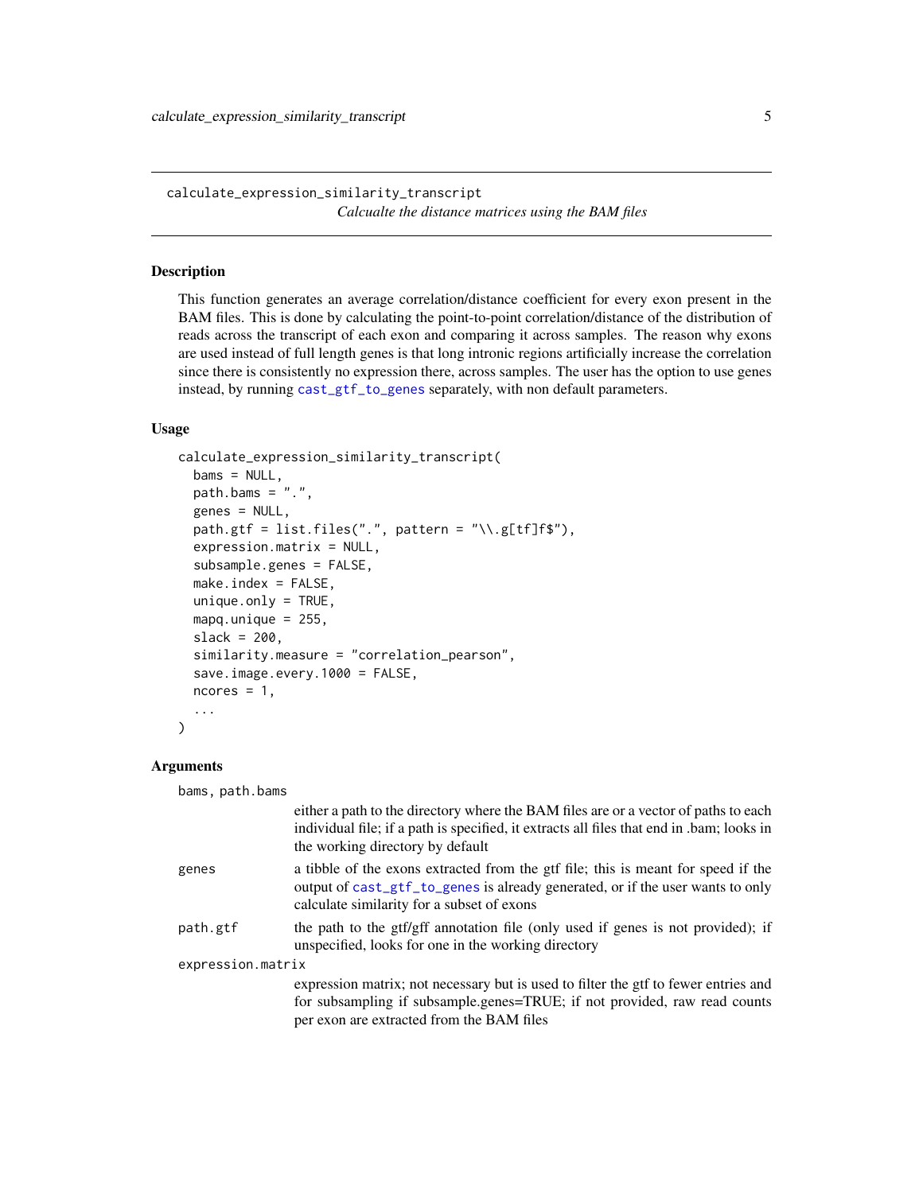## calculate_expression_similarity_transcript

*Calcualte the distance matrices using the BAM files*

### Description

This function generates an average correlation/distance coefficient for every exon present in the BAM files. This is done by calculating the point-to-point correlation/distance of the distribution of reads across the transcript of each exon and comparing it across samples. The reason why exons are used instead of full length genes is that long intronic regions artificially increase the correlation since there is consistently no expression there, across samples. The user has the option to use genes instead, by running `cast_gtf_to_genes` separately, with non default parameters.

### Usage

```
calculate_expression_similarity_transcript(
  bams = NULL,
  path.bams = ".",
  genes = NULL,
  path.gtf = list.files(".", pattern = "\\.g[tf]f$"),
  expression.matrix = NULL,
  subsample.genes = FALSE,
  make.index = FALSE,
  unique.only = TRUE,
  mapq.unique = 255,
  slack = 200,
  similarity.measure = "correlation_pearson",
  save.image.every.1000 = FALSE,
  ncores = 1,
  ...
)
```

### Arguments

| | |
|---|---|
| `bams, path.bams` | either a path to the directory where the BAM files are or a vector of paths to each individual file; if a path is specified, it extracts all files that end in .bam; looks in the working directory by default |
| `genes` | a tibble of the exons extracted from the gtf file; this is meant for speed if the output of `cast_gtf_to_genes` is already generated, or if the user wants to only calculate similarity for a subset of exons |
| `path.gtf` | the path to the gtf/gff annotation file (only used if genes is not provided); if unspecified, looks for one in the working directory |
| `expression.matrix` | expression matrix; not necessary but is used to filter the gtf to fewer entries and for subsampling if subsample.genes=TRUE; if not provided, raw read counts per exon are extracted from the BAM files |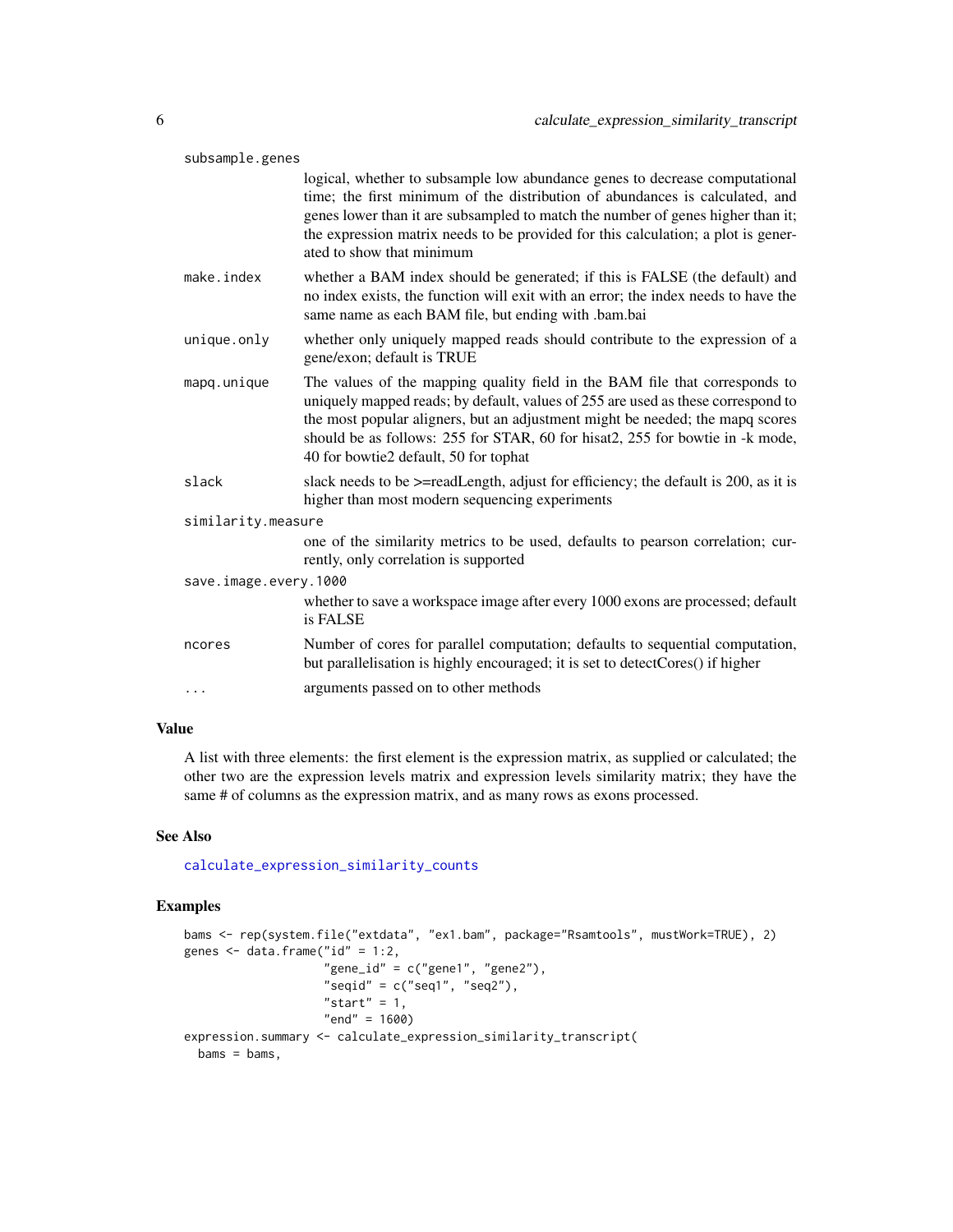subsample.genes
: logical, whether to subsample low abundance genes to decrease computational time; the first minimum of the distribution of abundances is calculated, and genes lower than it are subsampled to match the number of genes higher than it; the expression matrix needs to be provided for this calculation; a plot is generated to show that minimum

make.index
: whether a BAM index should be generated; if this is FALSE (the default) and no index exists, the function will exit with an error; the index needs to have the same name as each BAM file, but ending with .bam.bai

unique.only
: whether only uniquely mapped reads should contribute to the expression of a gene/exon; default is TRUE

mapq.unique
: The values of the mapping quality field in the BAM file that corresponds to uniquely mapped reads; by default, values of 255 are used as these correspond to the most popular aligners, but an adjustment might be needed; the mapq scores should be as follows: 255 for STAR, 60 for hisat2, 255 for bowtie in -k mode, 40 for bowtie2 default, 50 for tophat

slack
: slack needs to be >=readLength, adjust for efficiency; the default is 200, as it is higher than most modern sequencing experiments

similarity.measure
: one of the similarity metrics to be used, defaults to pearson correlation; currently, only correlation is supported

save.image.every.1000
: whether to save a workspace image after every 1000 exons are processed; default is FALSE

ncores
: Number of cores for parallel computation; defaults to sequential computation, but parallelisation is highly encouraged; it is set to detectCores() if higher

...
: arguments passed on to other methods

## Value

A list with three elements: the first element is the expression matrix, as supplied or calculated; the other two are the expression levels matrix and expression levels similarity matrix; they have the same # of columns as the expression matrix, and as many rows as exons processed.

## See Also

calculate_expression_similarity_counts

## Examples

```
bams <- rep(system.file("extdata", "ex1.bam", package="Rsamtools", mustWork=TRUE), 2)
genes <- data.frame("id" = 1:2,
                    "gene_id" = c("gene1", "gene2"),
                    "seqid" = c("seq1", "seq2"),
                    "start" = 1,
                    "end" = 1600)
expression.summary <- calculate_expression_similarity_transcript(
  bams = bams,
```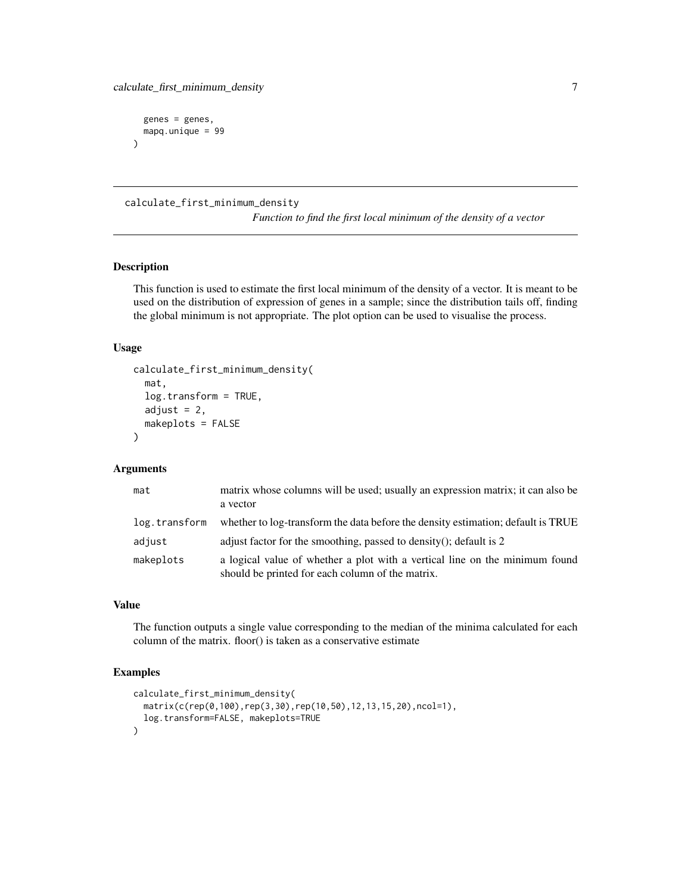```
  genes = genes,
  mapq.unique = 99
)
```

---

## calculate_first_minimum_density

*Function to find the first local minimum of the density of a vector*

### Description

This function is used to estimate the first local minimum of the density of a vector. It is meant to be used on the distribution of expression of genes in a sample; since the distribution tails off, finding the global minimum is not appropriate. The plot option can be used to visualise the process.

### Usage

```
calculate_first_minimum_density(
  mat,
  log.transform = TRUE,
  adjust = 2,
  makeplots = FALSE
)
```

### Arguments

| | |
|---|---|
| `mat` | matrix whose columns will be used; usually an expression matrix; it can also be a vector |
| `log.transform` | whether to log-transform the data before the density estimation; default is TRUE |
| `adjust` | adjust factor for the smoothing, passed to density(); default is 2 |
| `makeplots` | a logical value of whether a plot with a vertical line on the minimum found should be printed for each column of the matrix. |

### Value

The function outputs a single value corresponding to the median of the minima calculated for each column of the matrix. floor() is taken as a conservative estimate

### Examples

```
calculate_first_minimum_density(
  matrix(c(rep(0,100),rep(3,30),rep(10,50),12,13,15,20),ncol=1),
  log.transform=FALSE, makeplots=TRUE
)
```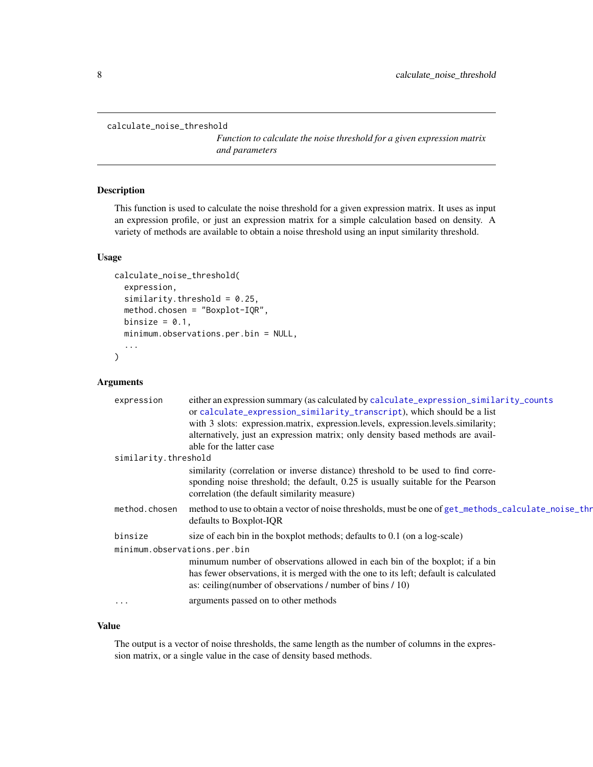`calculate_noise_threshold`

*Function to calculate the noise threshold for a given expression matrix and parameters*

### Description

This function is used to calculate the noise threshold for a given expression matrix. It uses as input an expression profile, or just an expression matrix for a simple calculation based on density. A variety of methods are available to obtain a noise threshold using an input similarity threshold.

### Usage

```
calculate_noise_threshold(
  expression,
  similarity.threshold = 0.25,
  method.chosen = "Boxplot-IQR",
  binsize = 0.1,
  minimum.observations.per.bin = NULL,
  ...
)
```

### Arguments

- `expression`: either an expression summary (as calculated by `calculate_expression_similarity_counts` or `calculate_expression_similarity_transcript`), which should be a list with 3 slots: expression.matrix, expression.levels, expression.levels.similarity; alternatively, just an expression matrix; only density based methods are available for the latter case
- `similarity.threshold`: similarity (correlation or inverse distance) threshold to be used to find corresponding noise threshold; the default, 0.25 is usually suitable for the Pearson correlation (the default similarity measure)
- `method.chosen`: method to use to obtain a vector of noise thresholds, must be one of `get_methods_calculate_noise_thr` defaults to Boxplot-IQR
- `binsize`: size of each bin in the boxplot methods; defaults to 0.1 (on a log-scale)
- `minimum.observations.per.bin`: minumum number of observations allowed in each bin of the boxplot; if a bin has fewer observations, it is merged with the one to its left; default is calculated as: ceiling(number of observations / number of bins / 10)
- `...`: arguments passed on to other methods

### Value

The output is a vector of noise thresholds, the same length as the number of columns in the expression matrix, or a single value in the case of density based methods.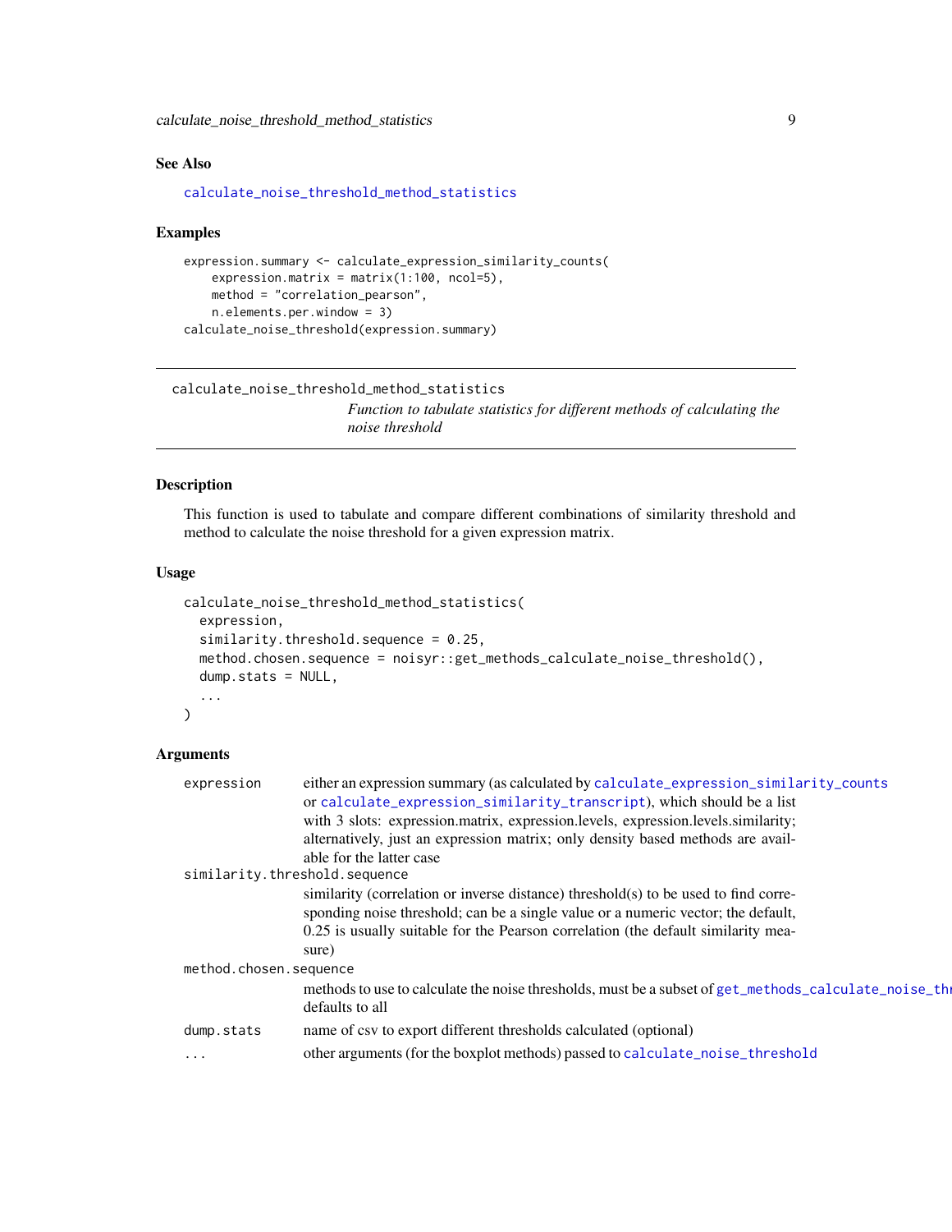## See Also

calculate_noise_threshold_method_statistics

## Examples

```
expression.summary <- calculate_expression_similarity_counts(
    expression.matrix = matrix(1:100, ncol=5),
    method = "correlation_pearson",
    n.elements.per.window = 3)
calculate_noise_threshold(expression.summary)
```

---

# calculate_noise_threshold_method_statistics

*Function to tabulate statistics for different methods of calculating the noise threshold*

---

## Description

This function is used to tabulate and compare different combinations of similarity threshold and method to calculate the noise threshold for a given expression matrix.

## Usage

```
calculate_noise_threshold_method_statistics(
  expression,
  similarity.threshold.sequence = 0.25,
  method.chosen.sequence = noisyr::get_methods_calculate_noise_threshold(),
  dump.stats = NULL,
  ...
)
```

## Arguments

| | |
|---|---|
| `expression` | either an expression summary (as calculated by calculate_expression_similarity_counts or calculate_expression_similarity_transcript), which should be a list with 3 slots: expression.matrix, expression.levels, expression.levels.similarity; alternatively, just an expression matrix; only density based methods are available for the latter case |
| `similarity.threshold.sequence` | similarity (correlation or inverse distance) threshold(s) to be used to find corresponding noise threshold; can be a single value or a numeric vector; the default, 0.25 is usually suitable for the Pearson correlation (the default similarity measure) |
| `method.chosen.sequence` | methods to use to calculate the noise thresholds, must be a subset of get_methods_calculate_noise_threshold; defaults to all |
| `dump.stats` | name of csv to export different thresholds calculated (optional) |
| `...` | other arguments (for the boxplot methods) passed to calculate_noise_threshold |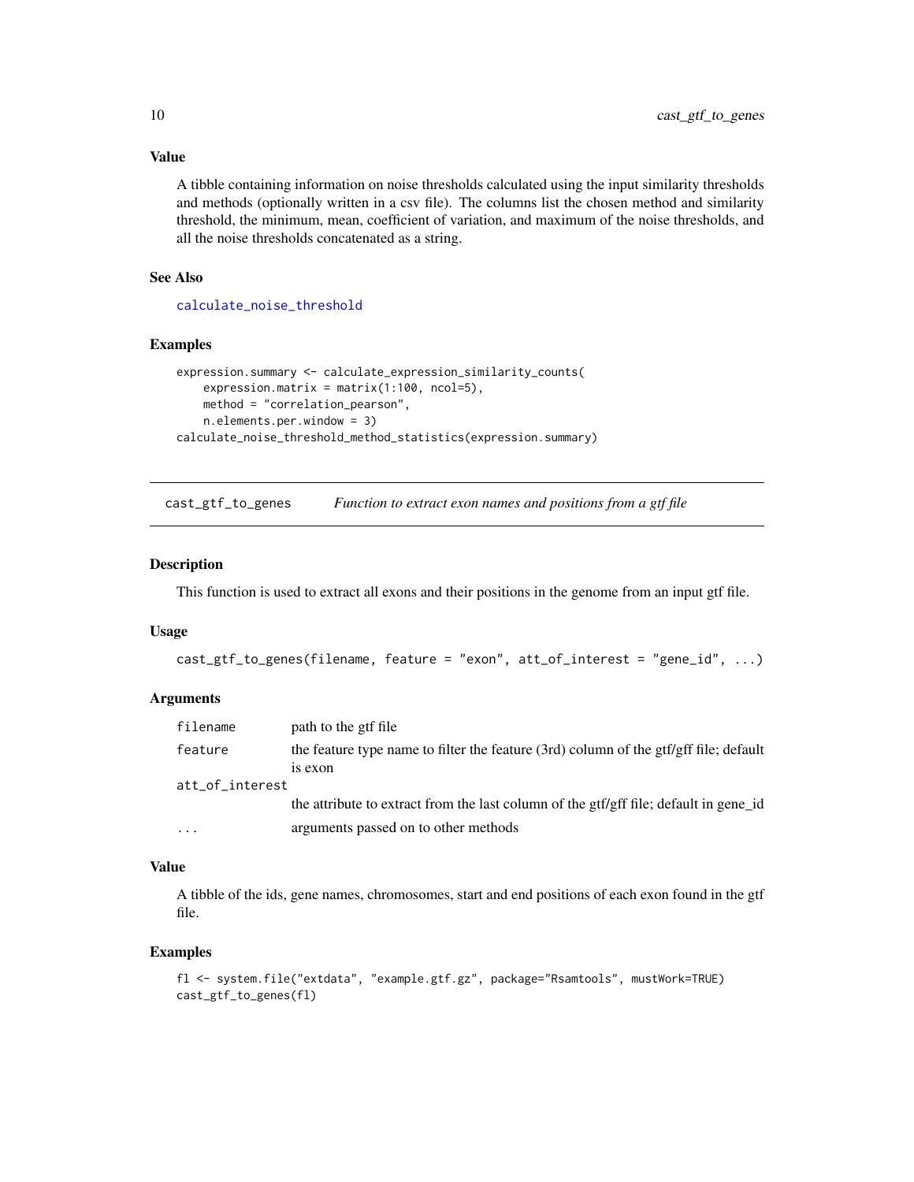### Value

A tibble containing information on noise thresholds calculated using the input similarity thresholds and methods (optionally written in a csv file). The columns list the chosen method and similarity threshold, the minimum, mean, coefficient of variation, and maximum of the noise thresholds, and all the noise thresholds concatenated as a string.

### See Also

calculate_noise_threshold

### Examples

```
expression.summary <- calculate_expression_similarity_counts(
    expression.matrix = matrix(1:100, ncol=5),
    method = "correlation_pearson",
    n.elements.per.window = 3)
calculate_noise_threshold_method_statistics(expression.summary)
```

---

## cast_gtf_to_genes    *Function to extract exon names and positions from a gtf file*

### Description

This function is used to extract all exons and their positions in the genome from an input gtf file.

### Usage

```
cast_gtf_to_genes(filename, feature = "exon", att_of_interest = "gene_id", ...)
```

### Arguments

| | |
|---|---|
| filename | path to the gtf file |
| feature | the feature type name to filter the feature (3rd) column of the gtf/gff file; default is exon |
| att_of_interest | the attribute to extract from the last column of the gtf/gff file; default in gene_id |
| ... | arguments passed on to other methods |

### Value

A tibble of the ids, gene names, chromosomes, start and end positions of each exon found in the gtf file.

### Examples

```
fl <- system.file("extdata", "example.gtf.gz", package="Rsamtools", mustWork=TRUE)
cast_gtf_to_genes(fl)
```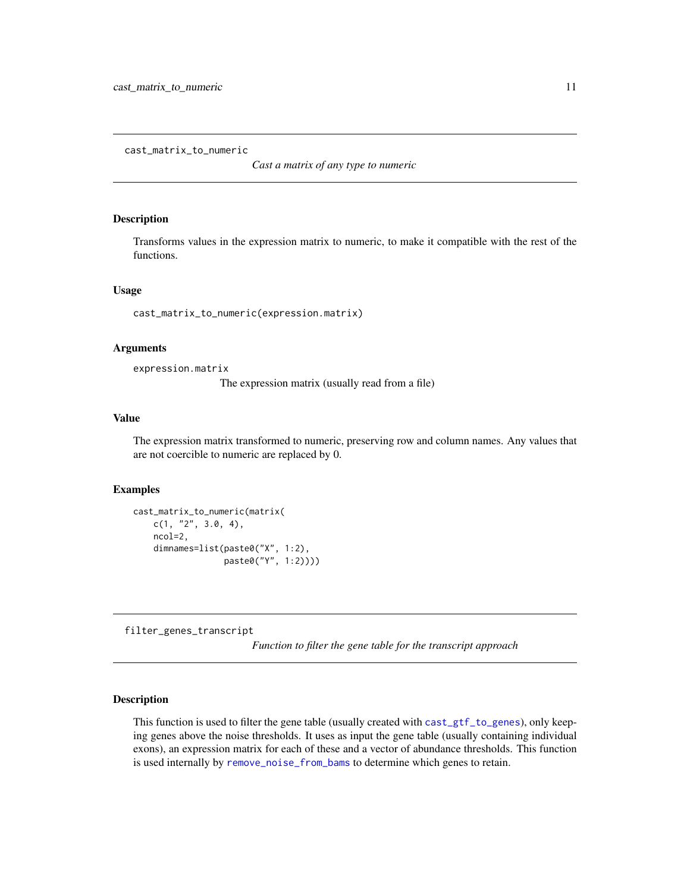## cast_matrix_to_numeric

*Cast a matrix of any type to numeric*

### Description

Transforms values in the expression matrix to numeric, to make it compatible with the rest of the functions.

### Usage

```
cast_matrix_to_numeric(expression.matrix)
```

### Arguments

`expression.matrix`
: The expression matrix (usually read from a file)

### Value

The expression matrix transformed to numeric, preserving row and column names. Any values that are not coercible to numeric are replaced by 0.

### Examples

```
cast_matrix_to_numeric(matrix(
    c(1, "2", 3.0, 4),
    ncol=2,
    dimnames=list(paste0("X", 1:2),
                  paste0("Y", 1:2))))
```

## filter_genes_transcript

*Function to filter the gene table for the transcript approach*

### Description

This function is used to filter the gene table (usually created with `cast_gtf_to_genes`), only keeping genes above the noise thresholds. It uses as input the gene table (usually containing individual exons), an expression matrix for each of these and a vector of abundance thresholds. This function is used internally by `remove_noise_from_bams` to determine which genes to retain.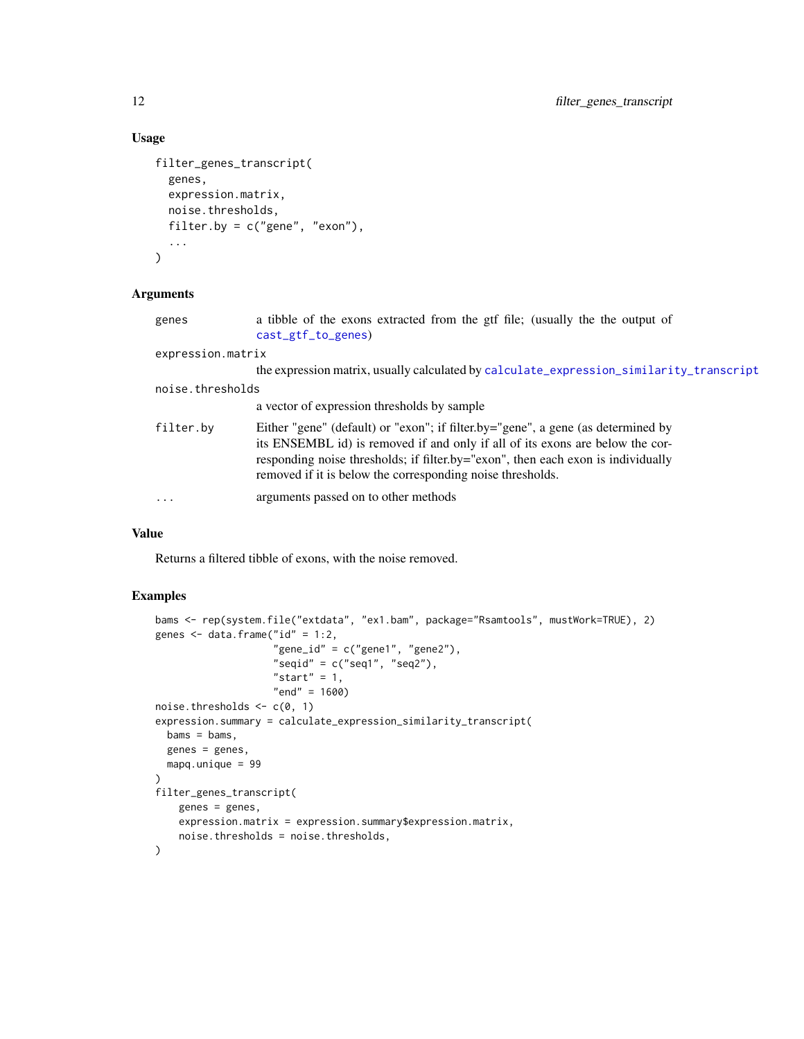### Usage

```
filter_genes_transcript(
  genes,
  expression.matrix,
  noise.thresholds,
  filter.by = c("gene", "exon"),
  ...
)
```

### Arguments

| | |
|---|---|
| genes | a tibble of the exons extracted from the gtf file; (usually the the output of cast_gtf_to_genes) |
| expression.matrix | the expression matrix, usually calculated by calculate_expression_similarity_transcript |
| noise.thresholds | a vector of expression thresholds by sample |
| filter.by | Either "gene" (default) or "exon"; if filter.by="gene", a gene (as determined by its ENSEMBL id) is removed if and only if all of its exons are below the corresponding noise thresholds; if filter.by="exon", then each exon is individually removed if it is below the corresponding noise thresholds. |
| ... | arguments passed on to other methods |

### Value

Returns a filtered tibble of exons, with the noise removed.

### Examples

```
bams <- rep(system.file("extdata", "ex1.bam", package="Rsamtools", mustWork=TRUE), 2)
genes <- data.frame("id" = 1:2,
                    "gene_id" = c("gene1", "gene2"),
                    "seqid" = c("seq1", "seq2"),
                    "start" = 1,
                    "end" = 1600)
noise.thresholds <- c(0, 1)
expression.summary = calculate_expression_similarity_transcript(
  bams = bams,
  genes = genes,
  mapq.unique = 99
)
filter_genes_transcript(
    genes = genes,
    expression.matrix = expression.summary$expression.matrix,
    noise.thresholds = noise.thresholds,
)
```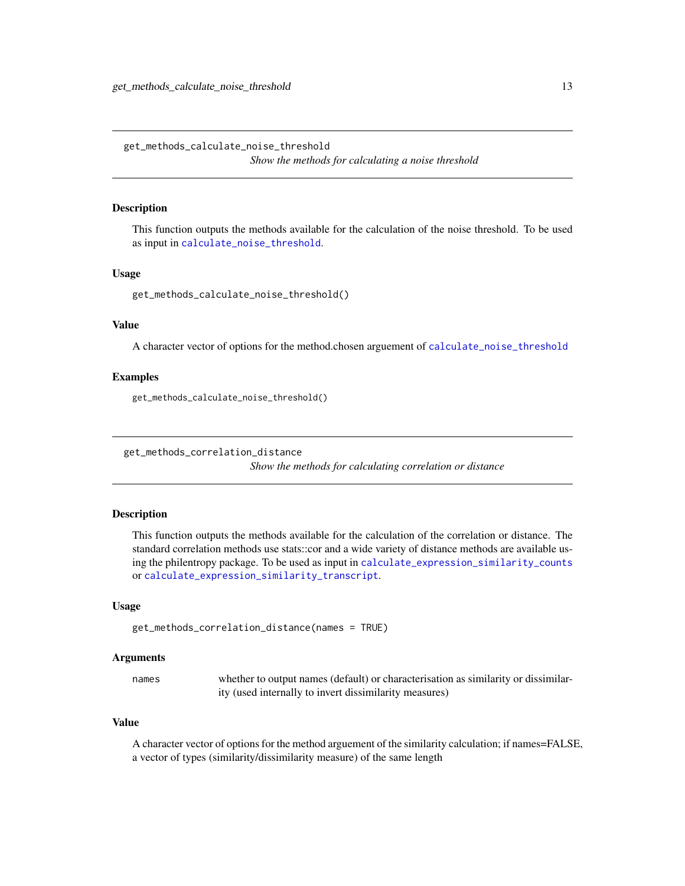## get_methods_calculate_noise_threshold

*Show the methods for calculating a noise threshold*

### Description

This function outputs the methods available for the calculation of the noise threshold. To be used as input in calculate_noise_threshold.

### Usage

```
get_methods_calculate_noise_threshold()
```

### Value

A character vector of options for the method.chosen arguement of calculate_noise_threshold

### Examples

```
get_methods_calculate_noise_threshold()
```

## get_methods_correlation_distance

*Show the methods for calculating correlation or distance*

### Description

This function outputs the methods available for the calculation of the correlation or distance. The standard correlation methods use stats::cor and a wide variety of distance methods are available using the philentropy package. To be used as input in calculate_expression_similarity_counts or calculate_expression_similarity_transcript.

### Usage

```
get_methods_correlation_distance(names = TRUE)
```

### Arguments

| | |
|---|---|
| names | whether to output names (default) or characterisation as similarity or dissimilarity (used internally to invert dissimilarity measures) |

### Value

A character vector of options for the method arguement of the similarity calculation; if names=FALSE, a vector of types (similarity/dissimilarity measure) of the same length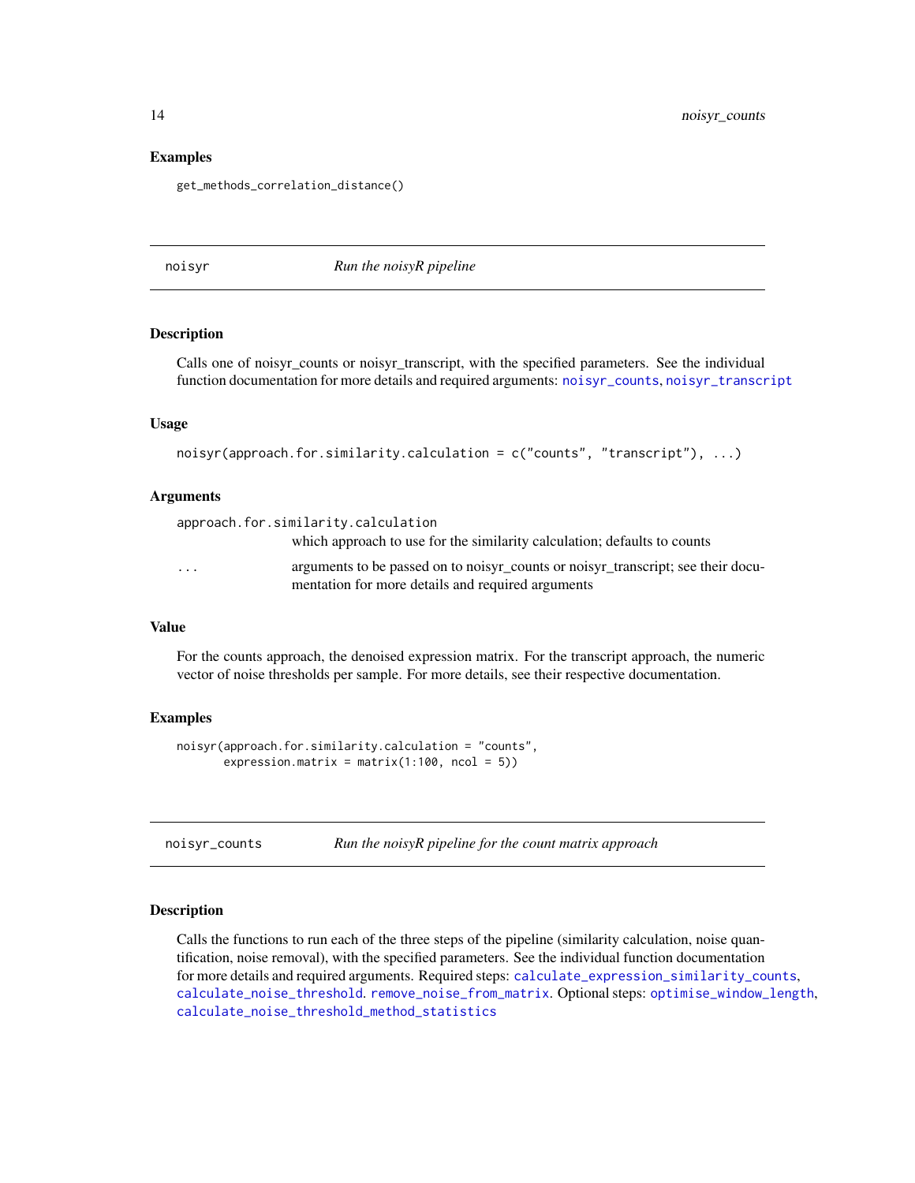### Examples

```
get_methods_correlation_distance()
```

---

## noisyr — *Run the noisyR pipeline*

### Description

Calls one of noisyr_counts or noisyr_transcript, with the specified parameters. See the individual function documentation for more details and required arguments: noisyr_counts, noisyr_transcript

### Usage

```
noisyr(approach.for.similarity.calculation = c("counts", "transcript"), ...)
```

### Arguments

| | |
|---|---|
| approach.for.similarity.calculation | which approach to use for the similarity calculation; defaults to counts |
| ... | arguments to be passed on to noisyr_counts or noisyr_transcript; see their documentation for more details and required arguments |

### Value

For the counts approach, the denoised expression matrix. For the transcript approach, the numeric vector of noise thresholds per sample. For more details, see their respective documentation.

### Examples

```
noisyr(approach.for.similarity.calculation = "counts",
       expression.matrix = matrix(1:100, ncol = 5))
```

---

## noisyr_counts — *Run the noisyR pipeline for the count matrix approach*

### Description

Calls the functions to run each of the three steps of the pipeline (similarity calculation, noise quantification, noise removal), with the specified parameters. See the individual function documentation for more details and required arguments. Required steps: calculate_expression_similarity_counts, calculate_noise_threshold. remove_noise_from_matrix. Optional steps: optimise_window_length, calculate_noise_threshold_method_statistics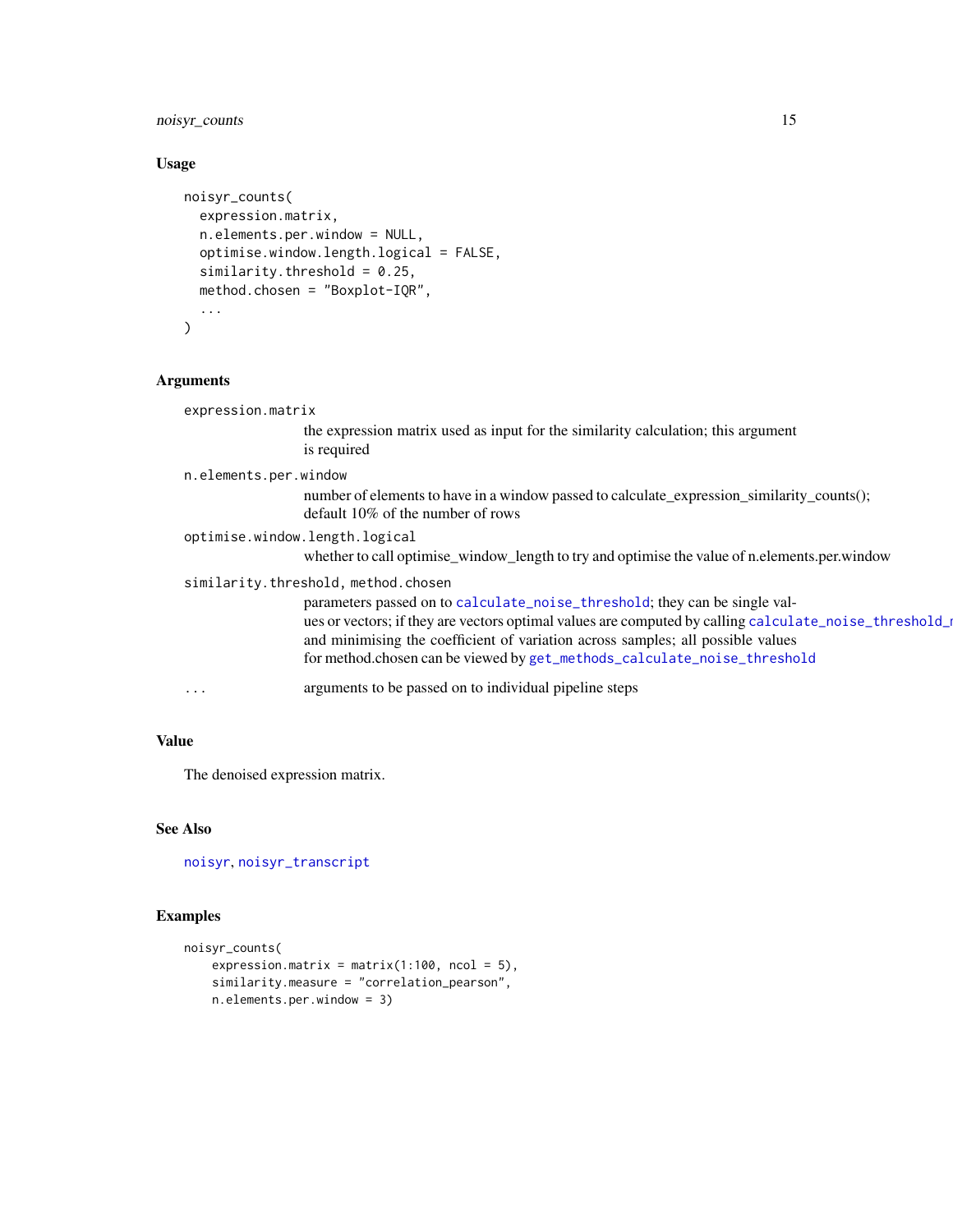### Usage

```
noisyr_counts(
  expression.matrix,
  n.elements.per.window = NULL,
  optimise.window.length.logical = FALSE,
  similarity.threshold = 0.25,
  method.chosen = "Boxplot-IQR",
  ...
)
```

### Arguments

`expression.matrix`
: the expression matrix used as input for the similarity calculation; this argument is required

`n.elements.per.window`
: number of elements to have in a window passed to calculate_expression_similarity_counts(); default 10% of the number of rows

`optimise.window.length.logical`
: whether to call optimise_window_length to try and optimise the value of n.elements.per.window

`similarity.threshold, method.chosen`
: parameters passed on to `calculate_noise_threshold`; they can be single values or vectors; if they are vectors optimal values are computed by calling `calculate_noise_threshold_m` and minimising the coefficient of variation across samples; all possible values for method.chosen can be viewed by `get_methods_calculate_noise_threshold`

`...`
: arguments to be passed on to individual pipeline steps

### Value

The denoised expression matrix.

### See Also

`noisyr`, `noisyr_transcript`

### Examples

```
noisyr_counts(
    expression.matrix = matrix(1:100, ncol = 5),
    similarity.measure = "correlation_pearson",
    n.elements.per.window = 3)
```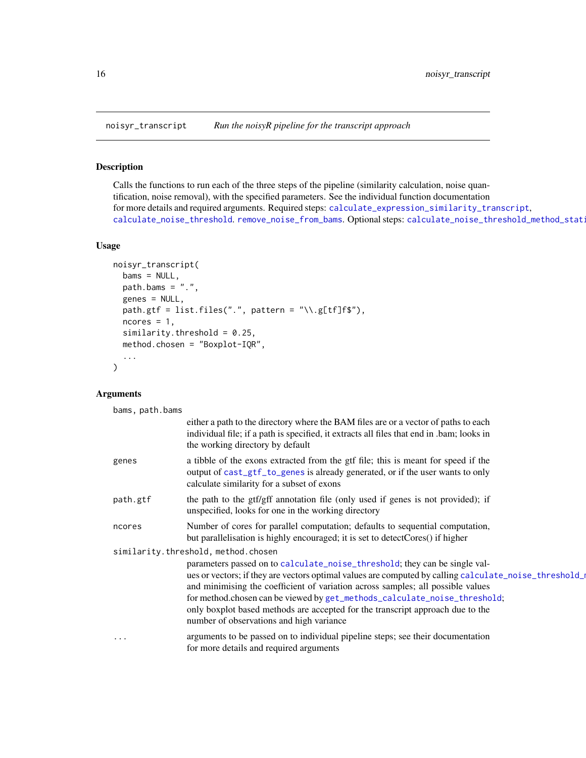noisyr_transcript *Run the noisyR pipeline for the transcript approach*

## Description

Calls the functions to run each of the three steps of the pipeline (similarity calculation, noise quantification, noise removal), with the specified parameters. See the individual function documentation for more details and required arguments. Required steps: calculate_expression_similarity_transcript, calculate_noise_threshold. remove_noise_from_bams. Optional steps: calculate_noise_threshold_method_stati

## Usage

```
noisyr_transcript(
  bams = NULL,
  path.bams = ".",
  genes = NULL,
  path.gtf = list.files(".", pattern = "\\.g[tf]f$"),
  ncores = 1,
  similarity.threshold = 0.25,
  method.chosen = "Boxplot-IQR",
  ...
)
```

## Arguments

**bams, path.bams**
either a path to the directory where the BAM files are or a vector of paths to each individual file; if a path is specified, it extracts all files that end in .bam; looks in the working directory by default

**genes**
a tibble of the exons extracted from the gtf file; this is meant for speed if the output of cast_gtf_to_genes is already generated, or if the user wants to only calculate similarity for a subset of exons

**path.gtf**
the path to the gtf/gff annotation file (only used if genes is not provided); if unspecified, looks for one in the working directory

**ncores**
Number of cores for parallel computation; defaults to sequential computation, but parallelisation is highly encouraged; it is set to detectCores() if higher

**similarity.threshold, method.chosen**
parameters passed on to calculate_noise_threshold; they can be single values or vectors; if they are vectors optimal values are computed by calling calculate_noise_threshold_m and minimising the coefficient of variation across samples; all possible values for method.chosen can be viewed by get_methods_calculate_noise_threshold; only boxplot based methods are accepted for the transcript approach due to the number of observations and high variance

**...**
arguments to be passed on to individual pipeline steps; see their documentation for more details and required arguments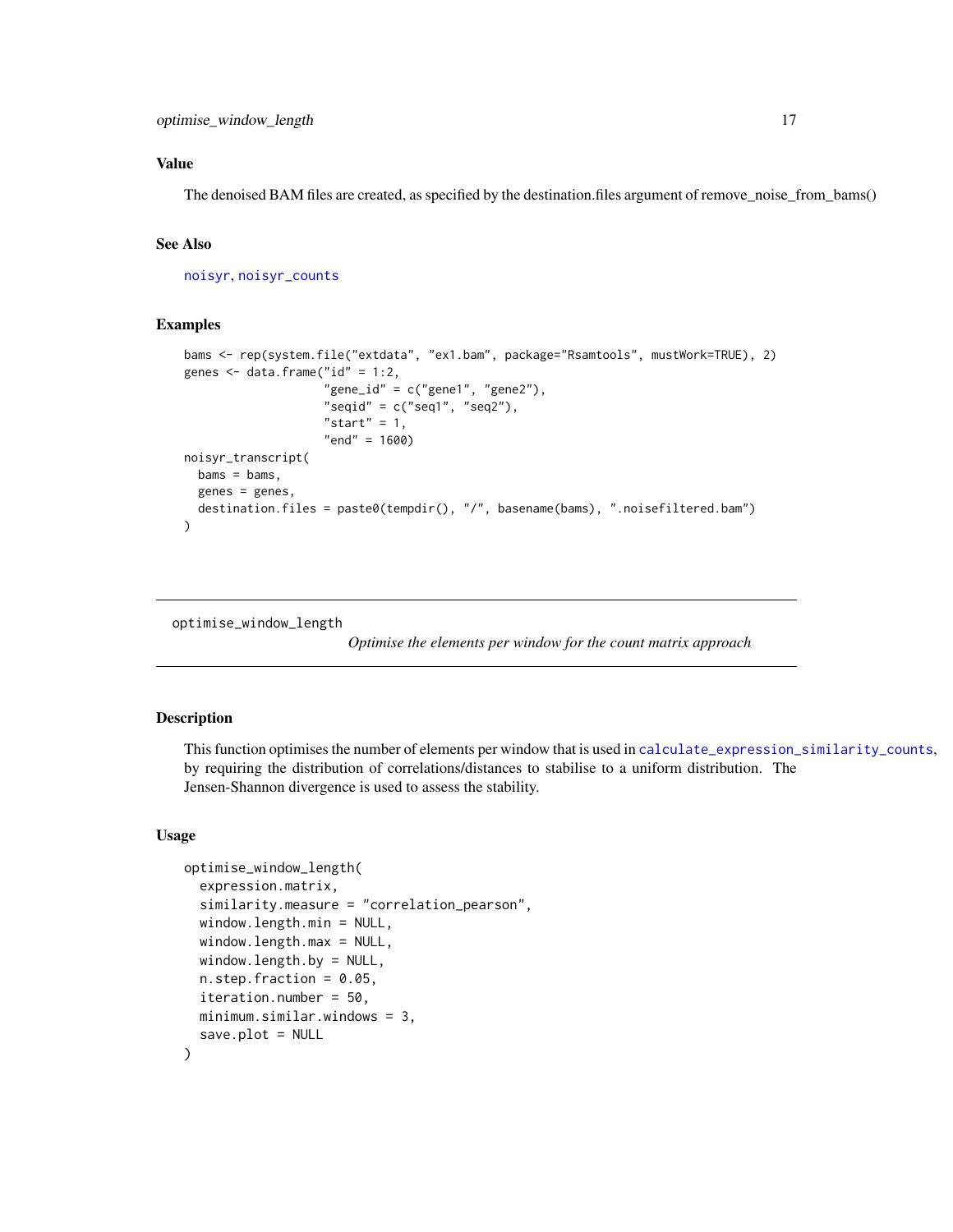### Value

The denoised BAM files are created, as specified by the destination.files argument of remove_noise_from_bams()

### See Also

noisyr, noisyr_counts

### Examples

```
bams <- rep(system.file("extdata", "ex1.bam", package="Rsamtools", mustWork=TRUE), 2)
genes <- data.frame("id" = 1:2,
                    "gene_id" = c("gene1", "gene2"),
                    "seqid" = c("seq1", "seq2"),
                    "start" = 1,
                    "end" = 1600)
noisyr_transcript(
  bams = bams,
  genes = genes,
  destination.files = paste0(tempdir(), "/", basename(bams), ".noisefiltered.bam")
)
```

---

## optimise_window_length

*Optimise the elements per window for the count matrix approach*

---

### Description

This function optimises the number of elements per window that is used in calculate_expression_similarity_counts, by requiring the distribution of correlations/distances to stabilise to a uniform distribution. The Jensen-Shannon divergence is used to assess the stability.

### Usage

```
optimise_window_length(
  expression.matrix,
  similarity.measure = "correlation_pearson",
  window.length.min = NULL,
  window.length.max = NULL,
  window.length.by = NULL,
  n.step.fraction = 0.05,
  iteration.number = 50,
  minimum.similar.windows = 3,
  save.plot = NULL
)
```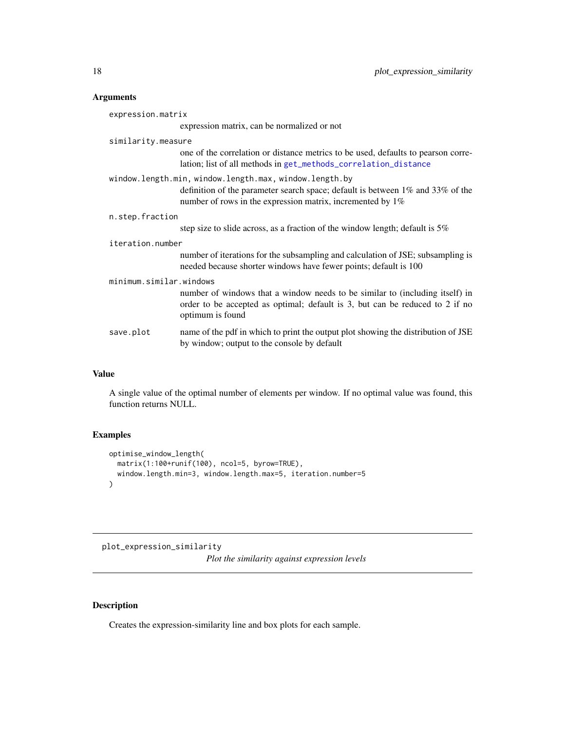### Arguments

`expression.matrix`
: expression matrix, can be normalized or not

`similarity.measure`
: one of the correlation or distance metrics to be used, defaults to pearson correlation; list of all methods in `get_methods_correlation_distance`

`window.length.min, window.length.max, window.length.by`
: definition of the parameter search space; default is between 1% and 33% of the number of rows in the expression matrix, incremented by 1%

`n.step.fraction`
: step size to slide across, as a fraction of the window length; default is 5%

`iteration.number`
: number of iterations for the subsampling and calculation of JSE; subsampling is needed because shorter windows have fewer points; default is 100

`minimum.similar.windows`
: number of windows that a window needs to be similar to (including itself) in order to be accepted as optimal; default is 3, but can be reduced to 2 if no optimum is found

`save.plot`
: name of the pdf in which to print the output plot showing the distribution of JSE by window; output to the console by default

### Value

A single value of the optimal number of elements per window. If no optimal value was found, this function returns NULL.

### Examples

```
optimise_window_length(
  matrix(1:100+runif(100), ncol=5, byrow=TRUE),
  window.length.min=3, window.length.max=5, iteration.number=5
)
```

---

## plot_expression_similarity — *Plot the similarity against expression levels*

---

### Description

Creates the expression-similarity line and box plots for each sample.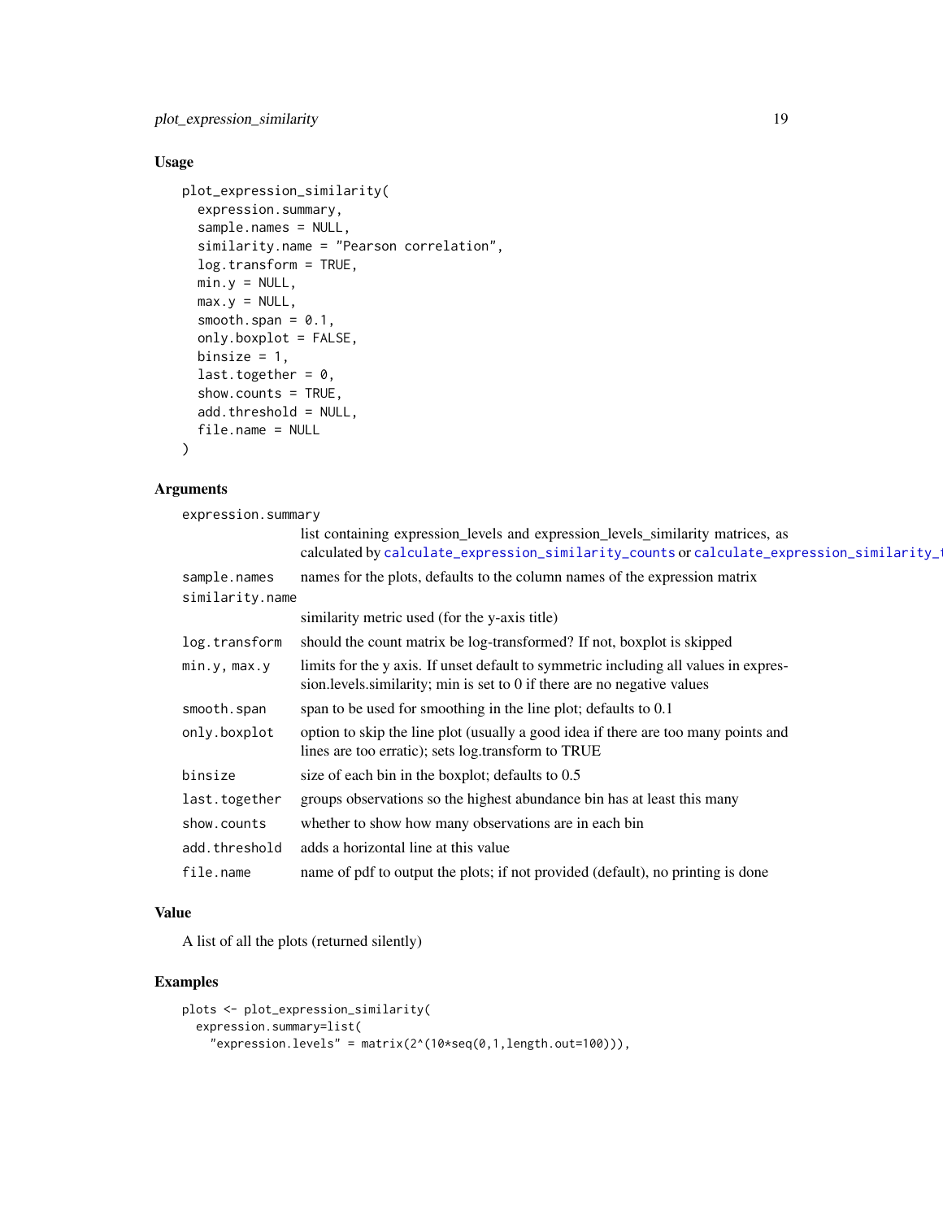## Usage

```
plot_expression_similarity(
  expression.summary,
  sample.names = NULL,
  similarity.name = "Pearson correlation",
  log.transform = TRUE,
  min.y = NULL,
  max.y = NULL,
  smooth.span = 0.1,
  only.boxplot = FALSE,
  binsize = 1,
  last.together = 0,
  show.counts = TRUE,
  add.threshold = NULL,
  file.name = NULL
)
```

## Arguments

| | |
|---|---|
| `expression.summary` | list containing expression_levels and expression_levels_similarity matrices, as calculated by `calculate_expression_similarity_counts` or `calculate_expression_similarity_t` |
| `sample.names` | names for the plots, defaults to the column names of the expression matrix |
| `similarity.name` | similarity metric used (for the y-axis title) |
| `log.transform` | should the count matrix be log-transformed? If not, boxplot is skipped |
| `min.y, max.y` | limits for the y axis. If unset default to symmetric including all values in expression.levels.similarity; min is set to 0 if there are no negative values |
| `smooth.span` | span to be used for smoothing in the line plot; defaults to 0.1 |
| `only.boxplot` | option to skip the line plot (usually a good idea if there are too many points and lines are too erratic); sets log.transform to TRUE |
| `binsize` | size of each bin in the boxplot; defaults to 0.5 |
| `last.together` | groups observations so the highest abundance bin has at least this many |
| `show.counts` | whether to show how many observations are in each bin |
| `add.threshold` | adds a horizontal line at this value |
| `file.name` | name of pdf to output the plots; if not provided (default), no printing is done |

## Value

A list of all the plots (returned silently)

## Examples

```
plots <- plot_expression_similarity(
  expression.summary=list(
    "expression.levels" = matrix(2^(10*seq(0,1,length.out=100))),
```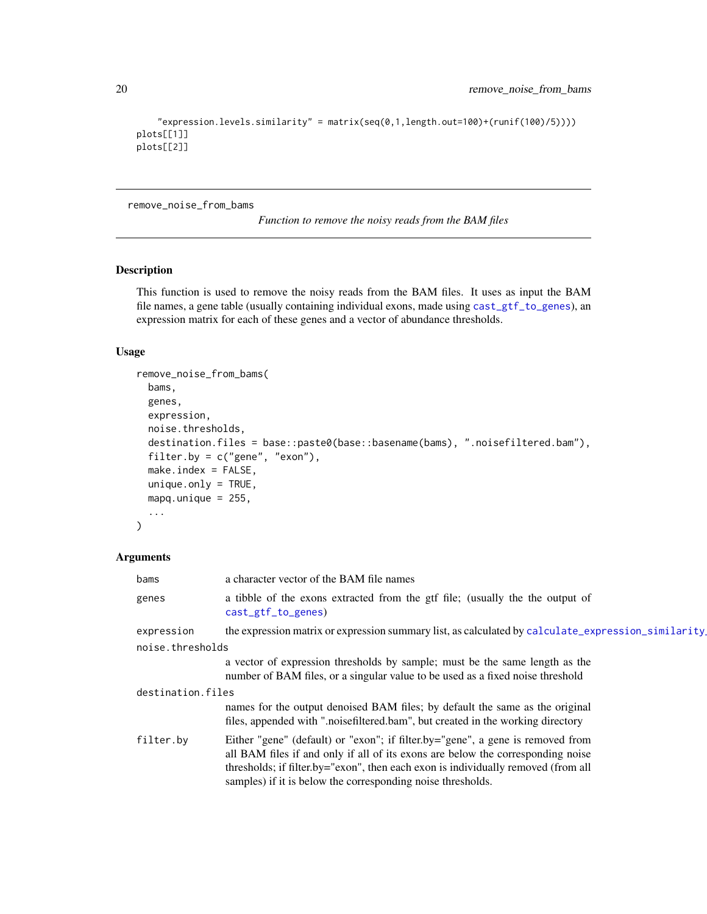```
    "expression.levels.similarity" = matrix(seq(0,1,length.out=100)+(runif(100)/5))))
plots[[1]]
plots[[2]]
```

---

## remove_noise_from_bams

*Function to remove the noisy reads from the BAM files*

### Description

This function is used to remove the noisy reads from the BAM files. It uses as input the BAM file names, a gene table (usually containing individual exons, made using cast_gtf_to_genes), an expression matrix for each of these genes and a vector of abundance thresholds.

### Usage

```
remove_noise_from_bams(
  bams,
  genes,
  expression,
  noise.thresholds,
  destination.files = base::paste0(base::basename(bams), ".noisefiltered.bam"),
  filter.by = c("gene", "exon"),
  make.index = FALSE,
  unique.only = TRUE,
  mapq.unique = 255,
  ...
)
```

### Arguments

| Argument | Description |
|---|---|
| bams | a character vector of the BAM file names |
| genes | a tibble of the exons extracted from the gtf file; (usually the the output of cast_gtf_to_genes) |
| expression | the expression matrix or expression summary list, as calculated by calculate_expression_similarity_ |
| noise.thresholds | a vector of expression thresholds by sample; must be the same length as the number of BAM files, or a singular value to be used as a fixed noise threshold |
| destination.files | names for the output denoised BAM files; by default the same as the original files, appended with ".noisefiltered.bam", but created in the working directory |
| filter.by | Either "gene" (default) or "exon"; if filter.by="gene", a gene is removed from all BAM files if and only if all of its exons are below the corresponding noise thresholds; if filter.by="exon", then each exon is individually removed (from all samples) if it is below the corresponding noise thresholds. |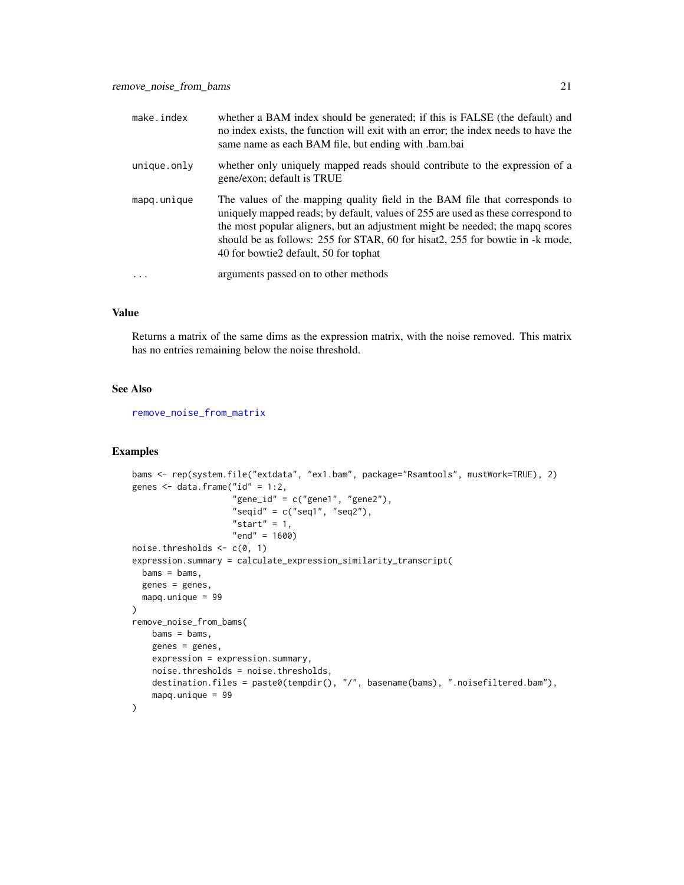| | |
|---|---|
| make.index | whether a BAM index should be generated; if this is FALSE (the default) and no index exists, the function will exit with an error; the index needs to have the same name as each BAM file, but ending with .bam.bai |
| unique.only | whether only uniquely mapped reads should contribute to the expression of a gene/exon; default is TRUE |
| mapq.unique | The values of the mapping quality field in the BAM file that corresponds to uniquely mapped reads; by default, values of 255 are used as these correspond to the most popular aligners, but an adjustment might be needed; the mapq scores should be as follows: 255 for STAR, 60 for hisat2, 255 for bowtie in -k mode, 40 for bowtie2 default, 50 for tophat |
| ... | arguments passed on to other methods |

## Value

Returns a matrix of the same dims as the expression matrix, with the noise removed. This matrix has no entries remaining below the noise threshold.

## See Also

remove_noise_from_matrix

## Examples

```
bams <- rep(system.file("extdata", "ex1.bam", package="Rsamtools", mustWork=TRUE), 2)
genes <- data.frame("id" = 1:2,
                    "gene_id" = c("gene1", "gene2"),
                    "seqid" = c("seq1", "seq2"),
                    "start" = 1,
                    "end" = 1600)
noise.thresholds <- c(0, 1)
expression.summary = calculate_expression_similarity_transcript(
  bams = bams,
  genes = genes,
  mapq.unique = 99
)
remove_noise_from_bams(
    bams = bams,
    genes = genes,
    expression = expression.summary,
    noise.thresholds = noise.thresholds,
    destination.files = paste0(tempdir(), "/", basename(bams), ".noisefiltered.bam"),
    mapq.unique = 99
)
```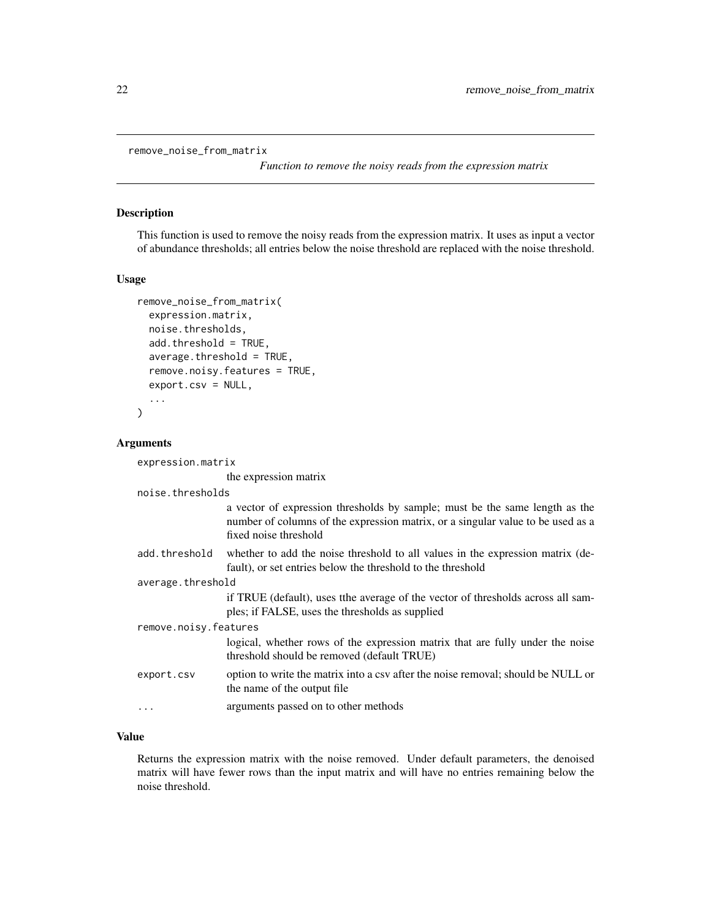## remove_noise_from_matrix

*Function to remove the noisy reads from the expression matrix*

### Description

This function is used to remove the noisy reads from the expression matrix. It uses as input a vector of abundance thresholds; all entries below the noise threshold are replaced with the noise threshold.

### Usage

```
remove_noise_from_matrix(
  expression.matrix,
  noise.thresholds,
  add.threshold = TRUE,
  average.threshold = TRUE,
  remove.noisy.features = TRUE,
  export.csv = NULL,
  ...
)
```

### Arguments

| Argument | Description |
|---|---|
| `expression.matrix` | the expression matrix |
| `noise.thresholds` | a vector of expression thresholds by sample; must be the same length as the number of columns of the expression matrix, or a singular value to be used as a fixed noise threshold |
| `add.threshold` | whether to add the noise threshold to all values in the expression matrix (default), or set entries below the threshold to the threshold |
| `average.threshold` | if TRUE (default), uses tthe average of the vector of thresholds across all samples; if FALSE, uses the thresholds as supplied |
| `remove.noisy.features` | logical, whether rows of the expression matrix that are fully under the noise threshold should be removed (default TRUE) |
| `export.csv` | option to write the matrix into a csv after the noise removal; should be NULL or the name of the output file |
| `...` | arguments passed on to other methods |

### Value

Returns the expression matrix with the noise removed. Under default parameters, the denoised matrix will have fewer rows than the input matrix and will have no entries remaining below the noise threshold.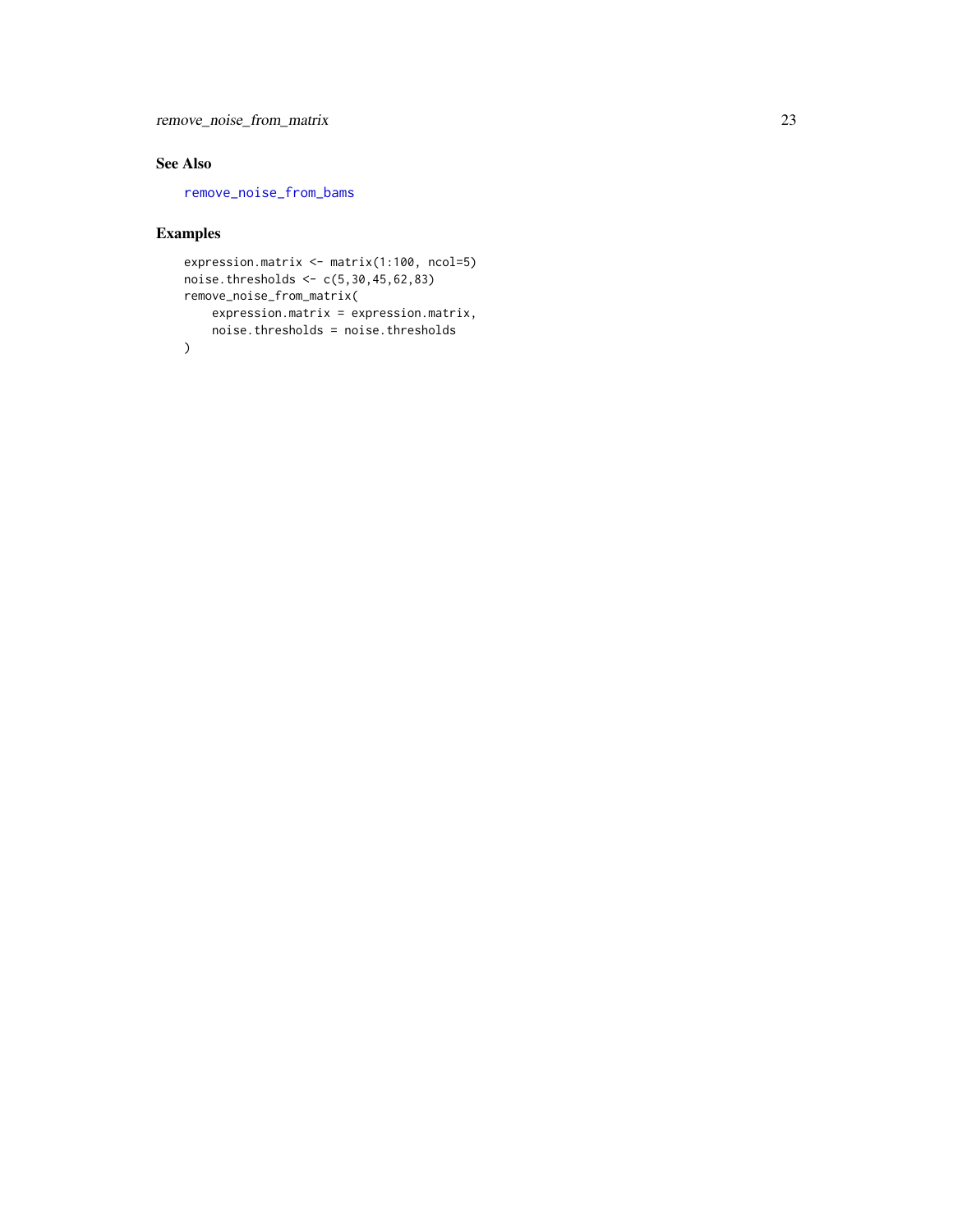### See Also

remove_noise_from_bams

### Examples

```
expression.matrix <- matrix(1:100, ncol=5)
noise.thresholds <- c(5,30,45,62,83)
remove_noise_from_matrix(
    expression.matrix = expression.matrix,
    noise.thresholds = noise.thresholds
)
```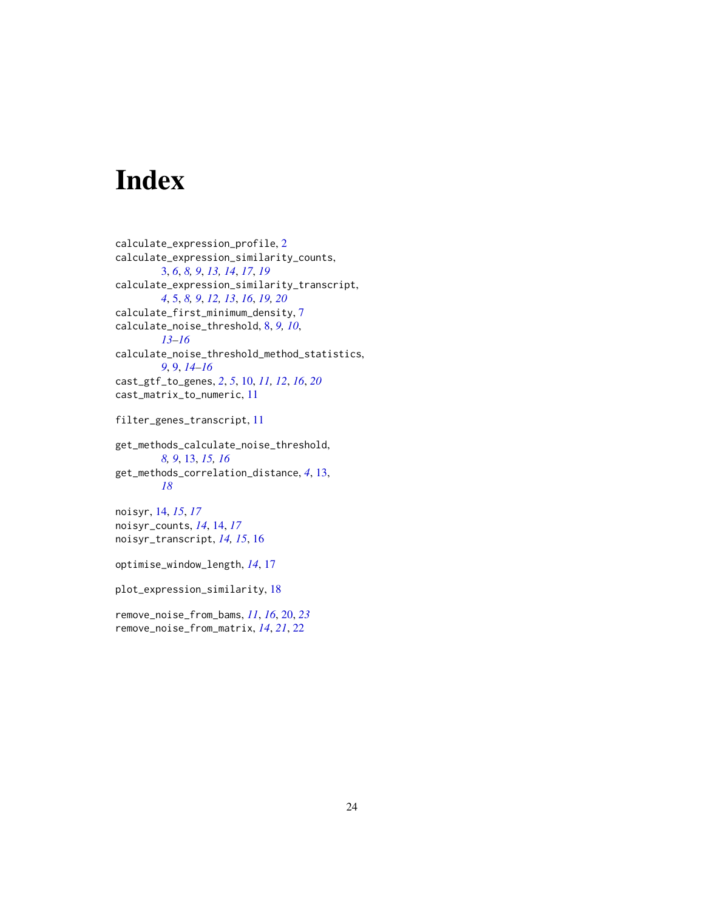# Index

calculate_expression_profile, 2
calculate_expression_similarity_counts, *3*, *6*, *8, 9*, *13, 14*, *17*, *19*
calculate_expression_similarity_transcript, *4*, 5, *8, 9*, *12, 13*, *16*, *19, 20*
calculate_first_minimum_density, 7
calculate_noise_threshold, 8, *9, 10*, *13–16*
calculate_noise_threshold_method_statistics, *9*, 9, *14–16*
cast_gtf_to_genes, *2*, *5*, 10, *11, 12*, *16*, *20*
cast_matrix_to_numeric, 11

filter_genes_transcript, 11

get_methods_calculate_noise_threshold, *8, 9*, 13, *15, 16*
get_methods_correlation_distance, *4*, 13, *18*

noisyr, 14, *15*, *17*
noisyr_counts, *14*, 14, *17*
noisyr_transcript, *14, 15*, 16

optimise_window_length, *14*, 17

plot_expression_similarity, 18

remove_noise_from_bams, *11*, *16*, 20, *23*
remove_noise_from_matrix, *14*, *21*, 22